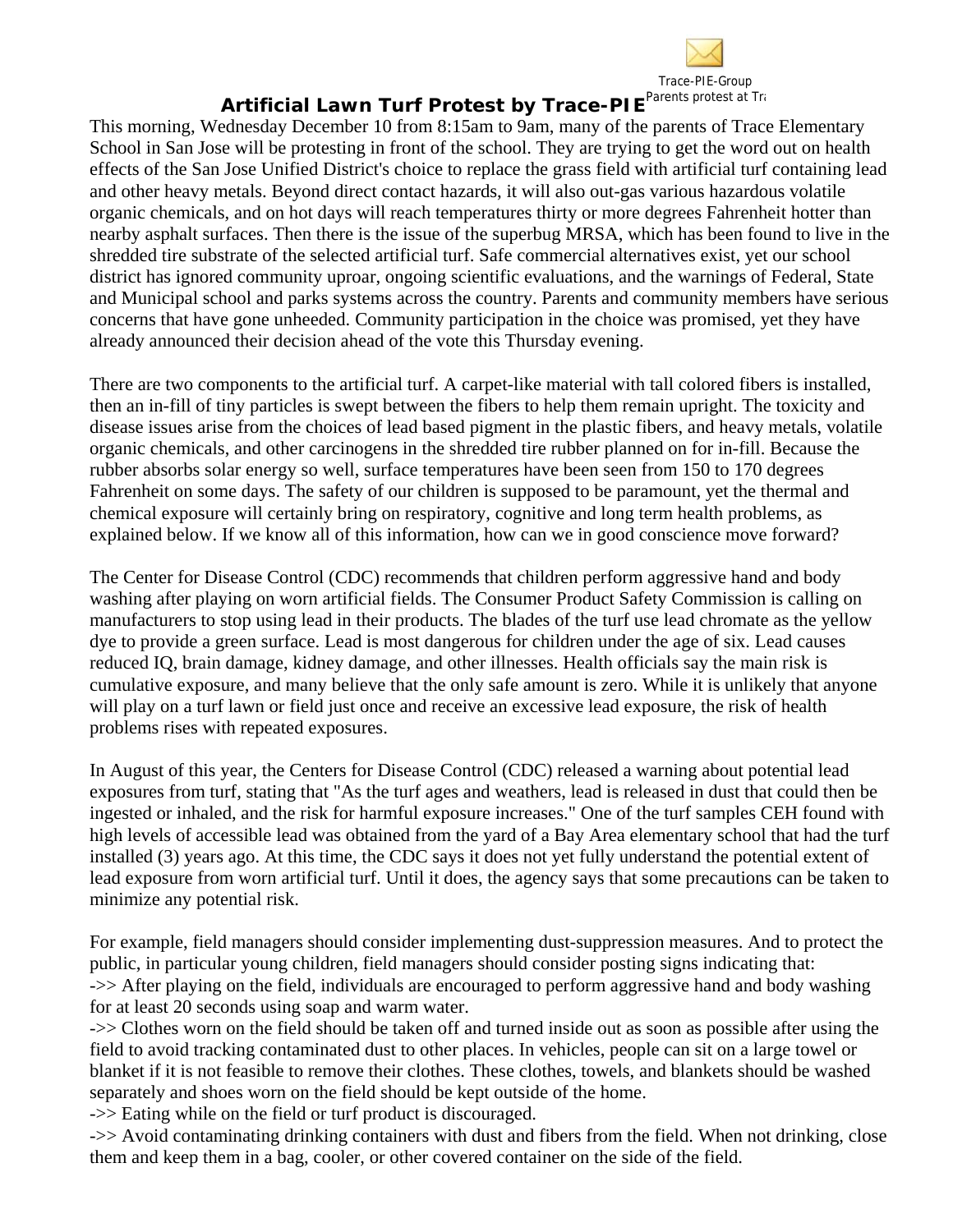Trace-PIE-Group
Parents protest at Tra

# Artificial Lawn Turf Protest by Trace-PIE

This morning, Wednesday December 10 from 8:15am to 9am, many of the parents of Trace Elementary School in San Jose will be protesting in front of the school. They are trying to get the word out on health effects of the San Jose Unified District's choice to replace the grass field with artificial turf containing lead and other heavy metals. Beyond direct contact hazards, it will also out-gas various hazardous volatile organic chemicals, and on hot days will reach temperatures thirty or more degrees Fahrenheit hotter than nearby asphalt surfaces. Then there is the issue of the superbug MRSA, which has been found to live in the shredded tire substrate of the selected artificial turf. Safe commercial alternatives exist, yet our school district has ignored community uproar, ongoing scientific evaluations, and the warnings of Federal, State and Municipal school and parks systems across the country. Parents and community members have serious concerns that have gone unheeded. Community participation in the choice was promised, yet they have already announced their decision ahead of the vote this Thursday evening.

There are two components to the artificial turf. A carpet-like material with tall colored fibers is installed, then an in-fill of tiny particles is swept between the fibers to help them remain upright. The toxicity and disease issues arise from the choices of lead based pigment in the plastic fibers, and heavy metals, volatile organic chemicals, and other carcinogens in the shredded tire rubber planned on for in-fill. Because the rubber absorbs solar energy so well, surface temperatures have been seen from 150 to 170 degrees Fahrenheit on some days. The safety of our children is supposed to be paramount, yet the thermal and chemical exposure will certainly bring on respiratory, cognitive and long term health problems, as explained below. If we know all of this information, how can we in good conscience move forward?

The Center for Disease Control (CDC) recommends that children perform aggressive hand and body washing after playing on worn artificial fields. The Consumer Product Safety Commission is calling on manufacturers to stop using lead in their products. The blades of the turf use lead chromate as the yellow dye to provide a green surface. Lead is most dangerous for children under the age of six. Lead causes reduced IQ, brain damage, kidney damage, and other illnesses. Health officials say the main risk is cumulative exposure, and many believe that the only safe amount is zero. While it is unlikely that anyone will play on a turf lawn or field just once and receive an excessive lead exposure, the risk of health problems rises with repeated exposures.

In August of this year, the Centers for Disease Control (CDC) released a warning about potential lead exposures from turf, stating that "As the turf ages and weathers, lead is released in dust that could then be ingested or inhaled, and the risk for harmful exposure increases." One of the turf samples CEH found with high levels of accessible lead was obtained from the yard of a Bay Area elementary school that had the turf installed (3) years ago. At this time, the CDC says it does not yet fully understand the potential extent of lead exposure from worn artificial turf. Until it does, the agency says that some precautions can be taken to minimize any potential risk.

For example, field managers should consider implementing dust-suppression measures. And to protect the public, in particular young children, field managers should consider posting signs indicating that:
->> After playing on the field, individuals are encouraged to perform aggressive hand and body washing for at least 20 seconds using soap and warm water.
->> Clothes worn on the field should be taken off and turned inside out as soon as possible after using the field to avoid tracking contaminated dust to other places. In vehicles, people can sit on a large towel or blanket if it is not feasible to remove their clothes. These clothes, towels, and blankets should be washed separately and shoes worn on the field should be kept outside of the home.
->> Eating while on the field or turf product is discouraged.
->> Avoid contaminating drinking containers with dust and fibers from the field. When not drinking, close them and keep them in a bag, cooler, or other covered container on the side of the field.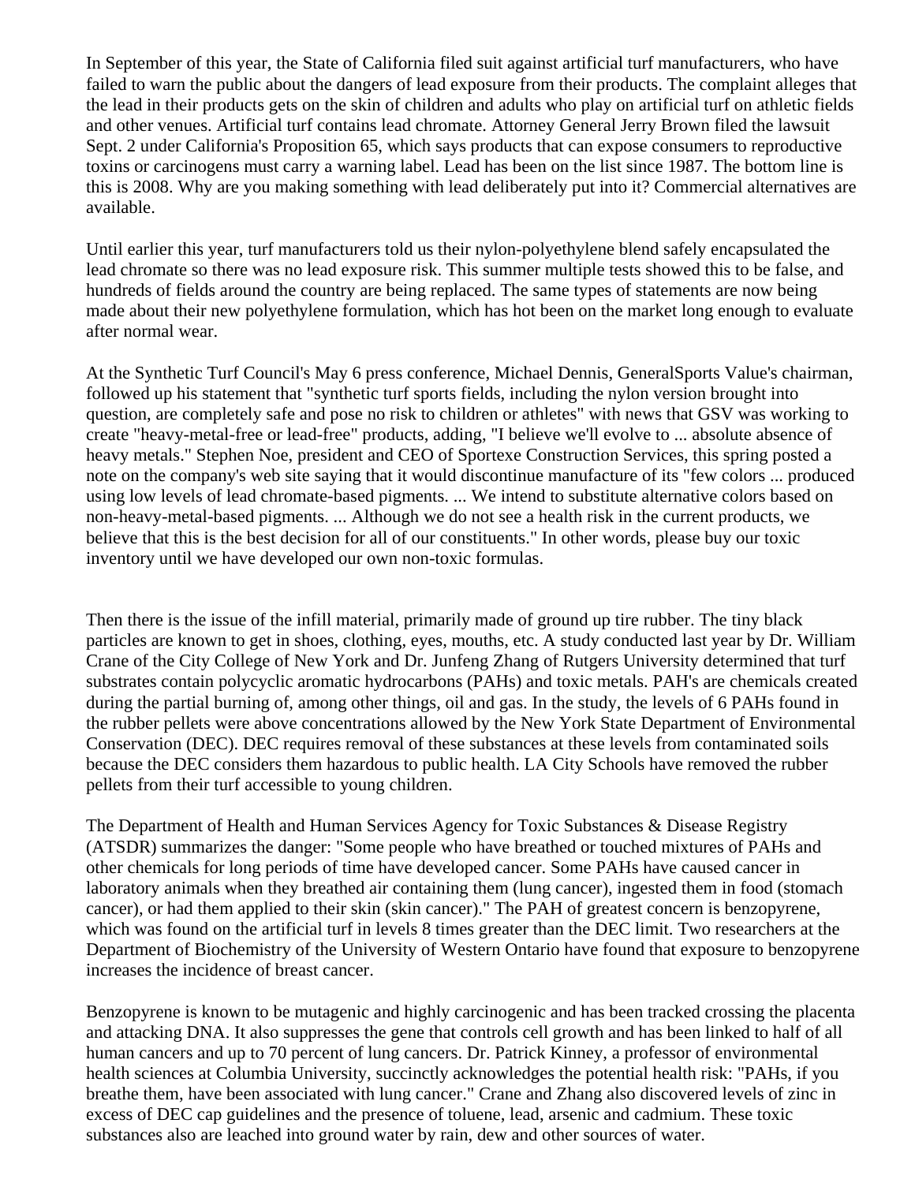In September of this year, the State of California filed suit against artificial turf manufacturers, who have failed to warn the public about the dangers of lead exposure from their products. The complaint alleges that the lead in their products gets on the skin of children and adults who play on artificial turf on athletic fields and other venues. Artificial turf contains lead chromate. Attorney General Jerry Brown filed the lawsuit Sept. 2 under California's Proposition 65, which says products that can expose consumers to reproductive toxins or carcinogens must carry a warning label. Lead has been on the list since 1987. The bottom line is this is 2008. Why are you making something with lead deliberately put into it? Commercial alternatives are available.

Until earlier this year, turf manufacturers told us their nylon-polyethylene blend safely encapsulated the lead chromate so there was no lead exposure risk. This summer multiple tests showed this to be false, and hundreds of fields around the country are being replaced. The same types of statements are now being made about their new polyethylene formulation, which has hot been on the market long enough to evaluate after normal wear.

At the Synthetic Turf Council's May 6 press conference, Michael Dennis, GeneralSports Value's chairman, followed up his statement that "synthetic turf sports fields, including the nylon version brought into question, are completely safe and pose no risk to children or athletes" with news that GSV was working to create "heavy-metal-free or lead-free" products, adding, "I believe we'll evolve to ... absolute absence of heavy metals." Stephen Noe, president and CEO of Sportexe Construction Services, this spring posted a note on the company's web site saying that it would discontinue manufacture of its "few colors ... produced using low levels of lead chromate-based pigments. ... We intend to substitute alternative colors based on non-heavy-metal-based pigments. ... Although we do not see a health risk in the current products, we believe that this is the best decision for all of our constituents." In other words, please buy our toxic inventory until we have developed our own non-toxic formulas.

Then there is the issue of the infill material, primarily made of ground up tire rubber. The tiny black particles are known to get in shoes, clothing, eyes, mouths, etc. A study conducted last year by Dr. William Crane of the City College of New York and Dr. Junfeng Zhang of Rutgers University determined that turf substrates contain polycyclic aromatic hydrocarbons (PAHs) and toxic metals. PAH's are chemicals created during the partial burning of, among other things, oil and gas. In the study, the levels of 6 PAHs found in the rubber pellets were above concentrations allowed by the New York State Department of Environmental Conservation (DEC). DEC requires removal of these substances at these levels from contaminated soils because the DEC considers them hazardous to public health. LA City Schools have removed the rubber pellets from their turf accessible to young children.

The Department of Health and Human Services Agency for Toxic Substances & Disease Registry (ATSDR) summarizes the danger: "Some people who have breathed or touched mixtures of PAHs and other chemicals for long periods of time have developed cancer. Some PAHs have caused cancer in laboratory animals when they breathed air containing them (lung cancer), ingested them in food (stomach cancer), or had them applied to their skin (skin cancer)." The PAH of greatest concern is benzopyrene, which was found on the artificial turf in levels 8 times greater than the DEC limit. Two researchers at the Department of Biochemistry of the University of Western Ontario have found that exposure to benzopyrene increases the incidence of breast cancer.

Benzopyrene is known to be mutagenic and highly carcinogenic and has been tracked crossing the placenta and attacking DNA. It also suppresses the gene that controls cell growth and has been linked to half of all human cancers and up to 70 percent of lung cancers. Dr. Patrick Kinney, a professor of environmental health sciences at Columbia University, succinctly acknowledges the potential health risk: "PAHs, if you breathe them, have been associated with lung cancer." Crane and Zhang also discovered levels of zinc in excess of DEC cap guidelines and the presence of toluene, lead, arsenic and cadmium. These toxic substances also are leached into ground water by rain, dew and other sources of water.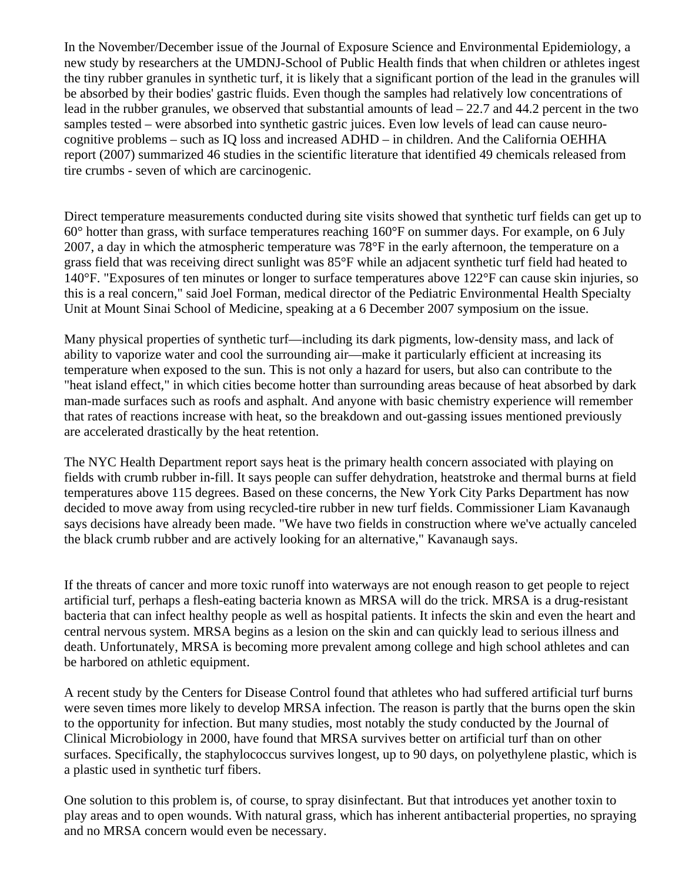In the November/December issue of the Journal of Exposure Science and Environmental Epidemiology, a new study by researchers at the UMDNJ-School of Public Health finds that when children or athletes ingest the tiny rubber granules in synthetic turf, it is likely that a significant portion of the lead in the granules will be absorbed by their bodies' gastric fluids. Even though the samples had relatively low concentrations of lead in the rubber granules, we observed that substantial amounts of lead – 22.7 and 44.2 percent in the two samples tested – were absorbed into synthetic gastric juices. Even low levels of lead can cause neuro-cognitive problems – such as IQ loss and increased ADHD – in children. And the California OEHHA report (2007) summarized 46 studies in the scientific literature that identified 49 chemicals released from tire crumbs - seven of which are carcinogenic.

Direct temperature measurements conducted during site visits showed that synthetic turf fields can get up to 60° hotter than grass, with surface temperatures reaching 160°F on summer days. For example, on 6 July 2007, a day in which the atmospheric temperature was 78°F in the early afternoon, the temperature on a grass field that was receiving direct sunlight was 85°F while an adjacent synthetic turf field had heated to 140°F. "Exposures of ten minutes or longer to surface temperatures above 122°F can cause skin injuries, so this is a real concern," said Joel Forman, medical director of the Pediatric Environmental Health Specialty Unit at Mount Sinai School of Medicine, speaking at a 6 December 2007 symposium on the issue.

Many physical properties of synthetic turf—including its dark pigments, low-density mass, and lack of ability to vaporize water and cool the surrounding air—make it particularly efficient at increasing its temperature when exposed to the sun. This is not only a hazard for users, but also can contribute to the "heat island effect," in which cities become hotter than surrounding areas because of heat absorbed by dark man-made surfaces such as roofs and asphalt. And anyone with basic chemistry experience will remember that rates of reactions increase with heat, so the breakdown and out-gassing issues mentioned previously are accelerated drastically by the heat retention.

The NYC Health Department report says heat is the primary health concern associated with playing on fields with crumb rubber in-fill. It says people can suffer dehydration, heatstroke and thermal burns at field temperatures above 115 degrees. Based on these concerns, the New York City Parks Department has now decided to move away from using recycled-tire rubber in new turf fields. Commissioner Liam Kavanaugh says decisions have already been made. "We have two fields in construction where we've actually canceled the black crumb rubber and are actively looking for an alternative," Kavanaugh says.

If the threats of cancer and more toxic runoff into waterways are not enough reason to get people to reject artificial turf, perhaps a flesh-eating bacteria known as MRSA will do the trick. MRSA is a drug-resistant bacteria that can infect healthy people as well as hospital patients. It infects the skin and even the heart and central nervous system. MRSA begins as a lesion on the skin and can quickly lead to serious illness and death. Unfortunately, MRSA is becoming more prevalent among college and high school athletes and can be harbored on athletic equipment.

A recent study by the Centers for Disease Control found that athletes who had suffered artificial turf burns were seven times more likely to develop MRSA infection. The reason is partly that the burns open the skin to the opportunity for infection. But many studies, most notably the study conducted by the Journal of Clinical Microbiology in 2000, have found that MRSA survives better on artificial turf than on other surfaces. Specifically, the staphylococcus survives longest, up to 90 days, on polyethylene plastic, which is a plastic used in synthetic turf fibers.

One solution to this problem is, of course, to spray disinfectant. But that introduces yet another toxin to play areas and to open wounds. With natural grass, which has inherent antibacterial properties, no spraying and no MRSA concern would even be necessary.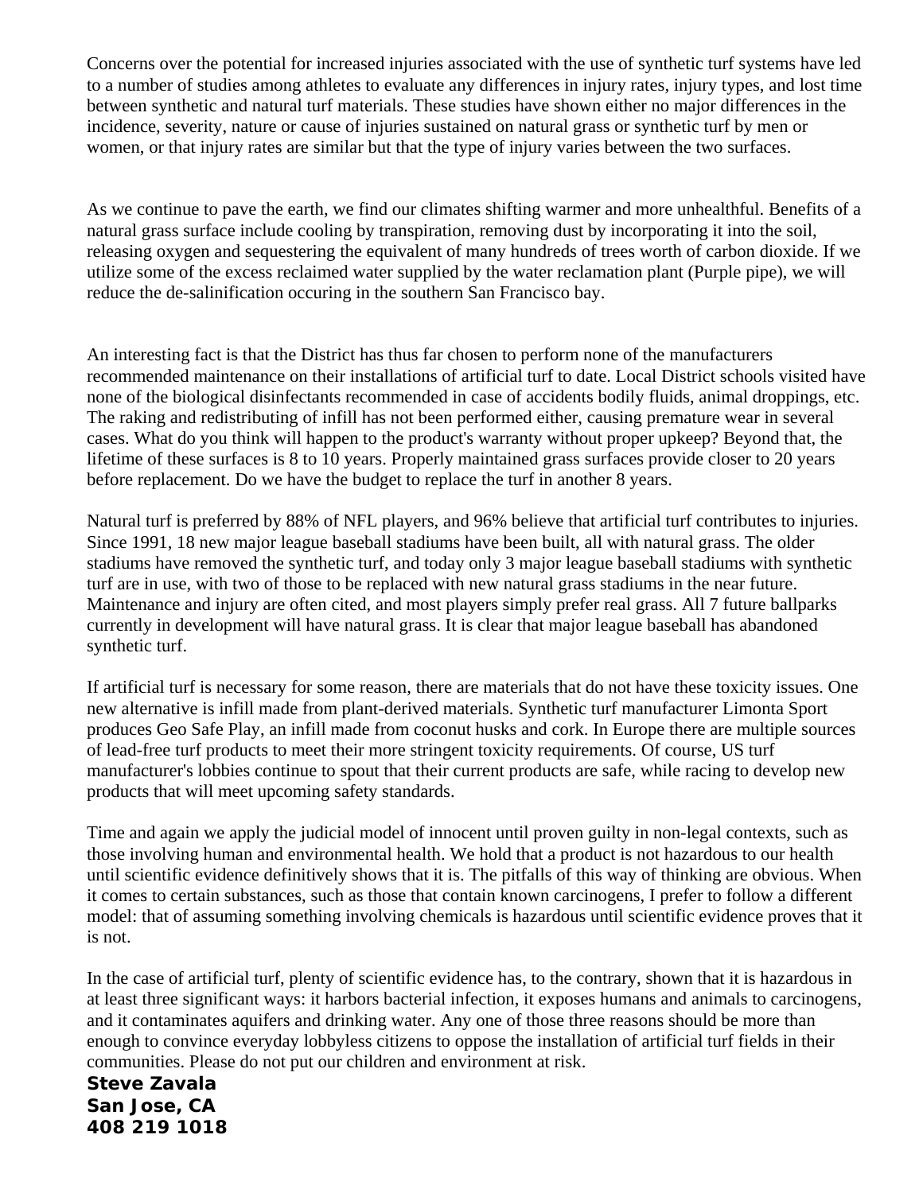Concerns over the potential for increased injuries associated with the use of synthetic turf systems have led to a number of studies among athletes to evaluate any differences in injury rates, injury types, and lost time between synthetic and natural turf materials. These studies have shown either no major differences in the incidence, severity, nature or cause of injuries sustained on natural grass or synthetic turf by men or women, or that injury rates are similar but that the type of injury varies between the two surfaces.

As we continue to pave the earth, we find our climates shifting warmer and more unhealthful. Benefits of a natural grass surface include cooling by transpiration, removing dust by incorporating it into the soil, releasing oxygen and sequestering the equivalent of many hundreds of trees worth of carbon dioxide. If we utilize some of the excess reclaimed water supplied by the water reclamation plant (Purple pipe), we will reduce the de-salinification occuring in the southern San Francisco bay.

An interesting fact is that the District has thus far chosen to perform none of the manufacturers recommended maintenance on their installations of artificial turf to date. Local District schools visited have none of the biological disinfectants recommended in case of accidents bodily fluids, animal droppings, etc. The raking and redistributing of infill has not been performed either, causing premature wear in several cases. What do you think will happen to the product's warranty without proper upkeep? Beyond that, the lifetime of these surfaces is 8 to 10 years. Properly maintained grass surfaces provide closer to 20 years before replacement. Do we have the budget to replace the turf in another 8 years.

Natural turf is preferred by 88% of NFL players, and 96% believe that artificial turf contributes to injuries. Since 1991, 18 new major league baseball stadiums have been built, all with natural grass. The older stadiums have removed the synthetic turf, and today only 3 major league baseball stadiums with synthetic turf are in use, with two of those to be replaced with new natural grass stadiums in the near future. Maintenance and injury are often cited, and most players simply prefer real grass. All 7 future ballparks currently in development will have natural grass. It is clear that major league baseball has abandoned synthetic turf.

If artificial turf is necessary for some reason, there are materials that do not have these toxicity issues. One new alternative is infill made from plant-derived materials. Synthetic turf manufacturer Limonta Sport produces Geo Safe Play, an infill made from coconut husks and cork. In Europe there are multiple sources of lead-free turf products to meet their more stringent toxicity requirements. Of course, US turf manufacturer's lobbies continue to spout that their current products are safe, while racing to develop new products that will meet upcoming safety standards.

Time and again we apply the judicial model of innocent until proven guilty in non-legal contexts, such as those involving human and environmental health. We hold that a product is not hazardous to our health until scientific evidence definitively shows that it is. The pitfalls of this way of thinking are obvious. When it comes to certain substances, such as those that contain known carcinogens, I prefer to follow a different model: that of assuming something involving chemicals is hazardous until scientific evidence proves that it is not.

In the case of artificial turf, plenty of scientific evidence has, to the contrary, shown that it is hazardous in at least three significant ways: it harbors bacterial infection, it exposes humans and animals to carcinogens, and it contaminates aquifers and drinking water. Any one of those three reasons should be more than enough to convince everyday lobbyless citizens to oppose the installation of artificial turf fields in their communities. Please do not put our children and environment at risk.

**Steve Zavala**
**San Jose, CA**
**408 219 1018**